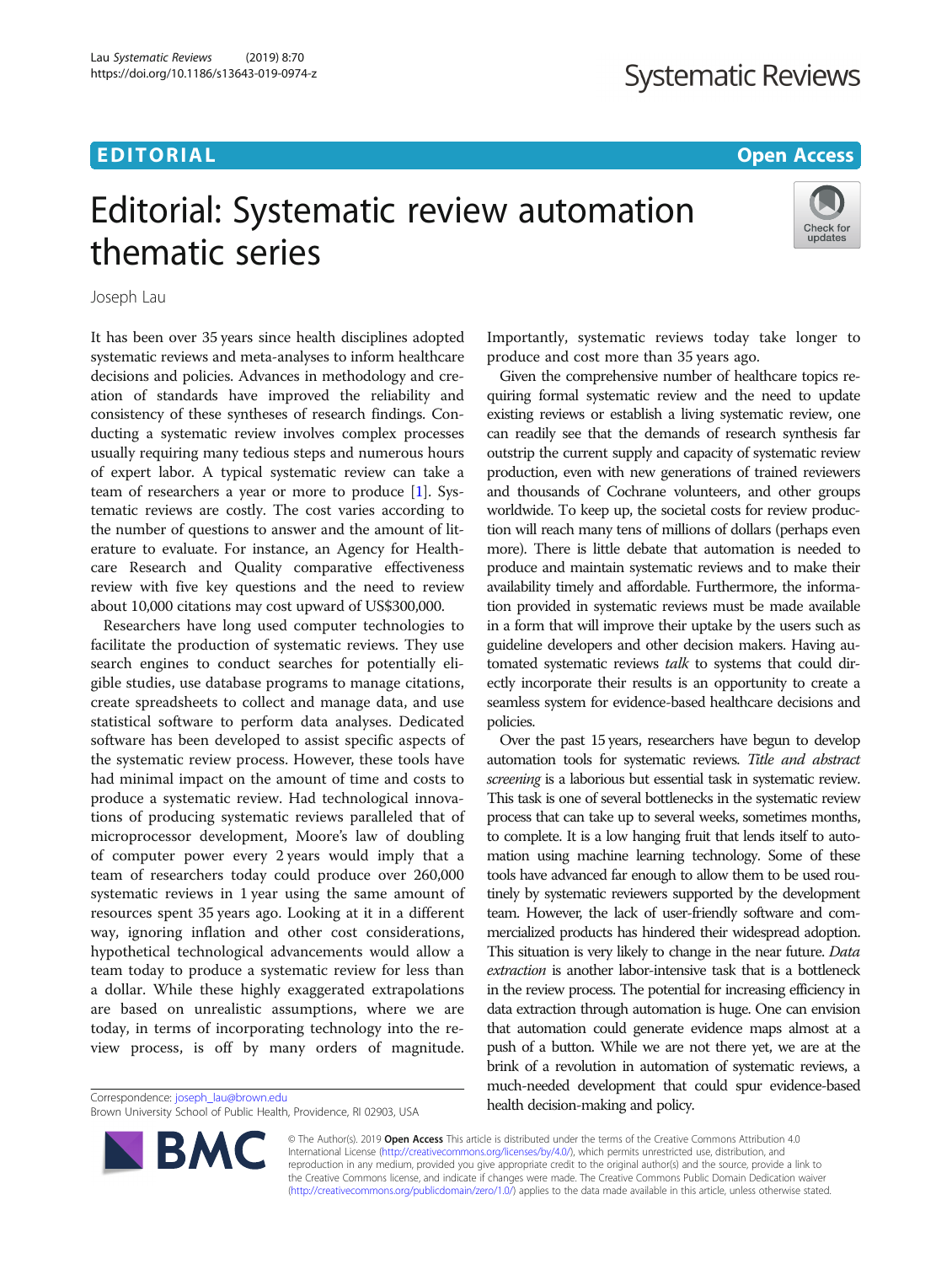EDITORIAL

Open Access

# Editorial: Systematic review automation thematic series

Joseph Lau

It has been over 35 years since health disciplines adopted systematic reviews and meta-analyses to inform healthcare decisions and policies. Advances in methodology and creation of standards have improved the reliability and consistency of these syntheses of research findings. Conducting a systematic review involves complex processes usually requiring many tedious steps and numerous hours of expert labor. A typical systematic review can take a team of researchers a year or more to produce [1]. Systematic reviews are costly. The cost varies according to the number of questions to answer and the amount of literature to evaluate. For instance, an Agency for Healthcare Research and Quality comparative effectiveness review with five key questions and the need to review about 10,000 citations may cost upward of US$300,000.

Researchers have long used computer technologies to facilitate the production of systematic reviews. They use search engines to conduct searches for potentially eligible studies, use database programs to manage citations, create spreadsheets to collect and manage data, and use statistical software to perform data analyses. Dedicated software has been developed to assist specific aspects of the systematic review process. However, these tools have had minimal impact on the amount of time and costs to produce a systematic review. Had technological innovations of producing systematic reviews paralleled that of microprocessor development, Moore's law of doubling of computer power every 2 years would imply that a team of researchers today could produce over 260,000 systematic reviews in 1 year using the same amount of resources spent 35 years ago. Looking at it in a different way, ignoring inflation and other cost considerations, hypothetical technological advancements would allow a team today to produce a systematic review for less than a dollar. While these highly exaggerated extrapolations are based on unrealistic assumptions, where we are today, in terms of incorporating technology into the review process, is off by many orders of magnitude. Importantly, systematic reviews today take longer to produce and cost more than 35 years ago.

Given the comprehensive number of healthcare topics requiring formal systematic review and the need to update existing reviews or establish a living systematic review, one can readily see that the demands of research synthesis far outstrip the current supply and capacity of systematic review production, even with new generations of trained reviewers and thousands of Cochrane volunteers, and other groups worldwide. To keep up, the societal costs for review production will reach many tens of millions of dollars (perhaps even more). There is little debate that automation is needed to produce and maintain systematic reviews and to make their availability timely and affordable. Furthermore, the information provided in systematic reviews must be made available in a form that will improve their uptake by the users such as guideline developers and other decision makers. Having automated systematic reviews *talk* to systems that could directly incorporate their results is an opportunity to create a seamless system for evidence-based healthcare decisions and policies.

Over the past 15 years, researchers have begun to develop automation tools for systematic reviews. *Title and abstract screening* is a laborious but essential task in systematic review. This task is one of several bottlenecks in the systematic review process that can take up to several weeks, sometimes months, to complete. It is a low hanging fruit that lends itself to automation using machine learning technology. Some of these tools have advanced far enough to allow them to be used routinely by systematic reviewers supported by the development team. However, the lack of user-friendly software and commercialized products has hindered their widespread adoption. This situation is very likely to change in the near future. *Data extraction* is another labor-intensive task that is a bottleneck in the review process. The potential for increasing efficiency in data extraction through automation is huge. One can envision that automation could generate evidence maps almost at a push of a button. While we are not there yet, we are at the brink of a revolution in automation of systematic reviews, a much-needed development that could spur evidence-based health decision-making and policy.

Correspondence: joseph_lau@brown.edu
Brown University School of Public Health, Providence, RI 02903, USA

© The Author(s). 2019 **Open Access** This article is distributed under the terms of the Creative Commons Attribution 4.0 International License (http://creativecommons.org/licenses/by/4.0/), which permits unrestricted use, distribution, and reproduction in any medium, provided you give appropriate credit to the original author(s) and the source, provide a link to the Creative Commons license, and indicate if changes were made. The Creative Commons Public Domain Dedication waiver (http://creativecommons.org/publicdomain/zero/1.0/) applies to the data made available in this article, unless otherwise stated.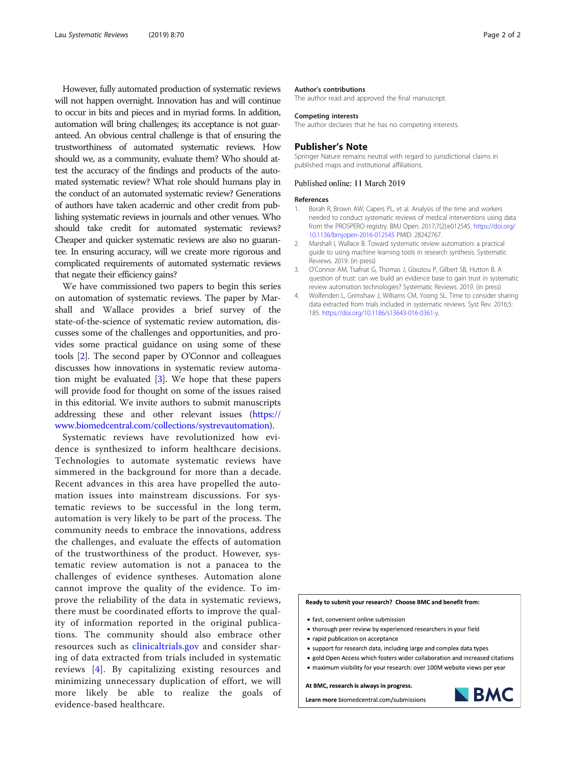However, fully automated production of systematic reviews will not happen overnight. Innovation has and will continue to occur in bits and pieces and in myriad forms. In addition, automation will bring challenges; its acceptance is not guaranteed. An obvious central challenge is that of ensuring the trustworthiness of automated systematic reviews. How should we, as a community, evaluate them? Who should attest the accuracy of the findings and products of the automated systematic review? What role should humans play in the conduct of an automated systematic review? Generations of authors have taken academic and other credit from publishing systematic reviews in journals and other venues. Who should take credit for automated systematic reviews? Cheaper and quicker systematic reviews are also no guarantee. In ensuring accuracy, will we create more rigorous and complicated requirements of automated systematic reviews that negate their efficiency gains?

We have commissioned two papers to begin this series on automation of systematic reviews. The paper by Marshall and Wallace provides a brief survey of the state-of-the-science of systematic review automation, discusses some of the challenges and opportunities, and provides some practical guidance on using some of these tools [2]. The second paper by O'Connor and colleagues discusses how innovations in systematic review automation might be evaluated [3]. We hope that these papers will provide food for thought on some of the issues raised in this editorial. We invite authors to submit manuscripts addressing these and other relevant issues (https://www.biomedcentral.com/collections/systrevautomation).

Systematic reviews have revolutionized how evidence is synthesized to inform healthcare decisions. Technologies to automate systematic reviews have simmered in the background for more than a decade. Recent advances in this area have propelled the automation issues into mainstream discussions. For systematic reviews to be successful in the long term, automation is very likely to be part of the process. The community needs to embrace the innovations, address the challenges, and evaluate the effects of automation of the trustworthiness of the product. However, systematic review automation is not a panacea to the challenges of evidence syntheses. Automation alone cannot improve the quality of the evidence. To improve the reliability of the data in systematic reviews, there must be coordinated efforts to improve the quality of information reported in the original publications. The community should also embrace other resources such as clinicaltrials.gov and consider sharing of data extracted from trials included in systematic reviews [4]. By capitalizing existing resources and minimizing unnecessary duplication of effort, we will more likely be able to realize the goals of evidence-based healthcare.

#### Author's contributions

The author read and approved the final manuscript.

#### Competing interests

The author declares that he has no competing interests.

### Publisher's Note

Springer Nature remains neutral with regard to jurisdictional claims in published maps and institutional affiliations.

Published online: 11 March 2019

#### References

1. Borah R, Brown AW, Capers PL, et al. Analysis of the time and workers needed to conduct systematic reviews of medical interventions using data from the PROSPERO registry. BMJ Open. 2017;7(2):e012545. https://doi.org/10.1136/bmjopen-2016-012545 PMID: 28242767.
2. Marshall I, Wallace B. Toward systematic review automation: a practical guide to using machine learning tools in research synthesis. Systematic Reviews. 2019. (in press)
3. O'Connor AM, Tsafnat G, Thomas J, Glasziou P, Gilbert SB, Hutton B. A question of trust: can we build an evidence base to gain trust in systematic review automation technologies? Systematic Reviews. 2019. (in press)
4. Wolfenden L, Grimshaw J, Williams CM, Yoong SL. Time to consider sharing data extracted from trials included in systematic reviews. Syst Rev. 2016;5:185. https://doi.org/10.1186/s13643-016-0361-y.

**Ready to submit your research? Choose BMC and benefit from:**

- fast, convenient online submission
- thorough peer review by experienced researchers in your field
- rapid publication on acceptance
- support for research data, including large and complex data types
- gold Open Access which fosters wider collaboration and increased citations
- maximum visibility for your research: over 100M website views per year

**At BMC, research is always in progress.**

**Learn more** biomedcentral.com/submissions

BMC